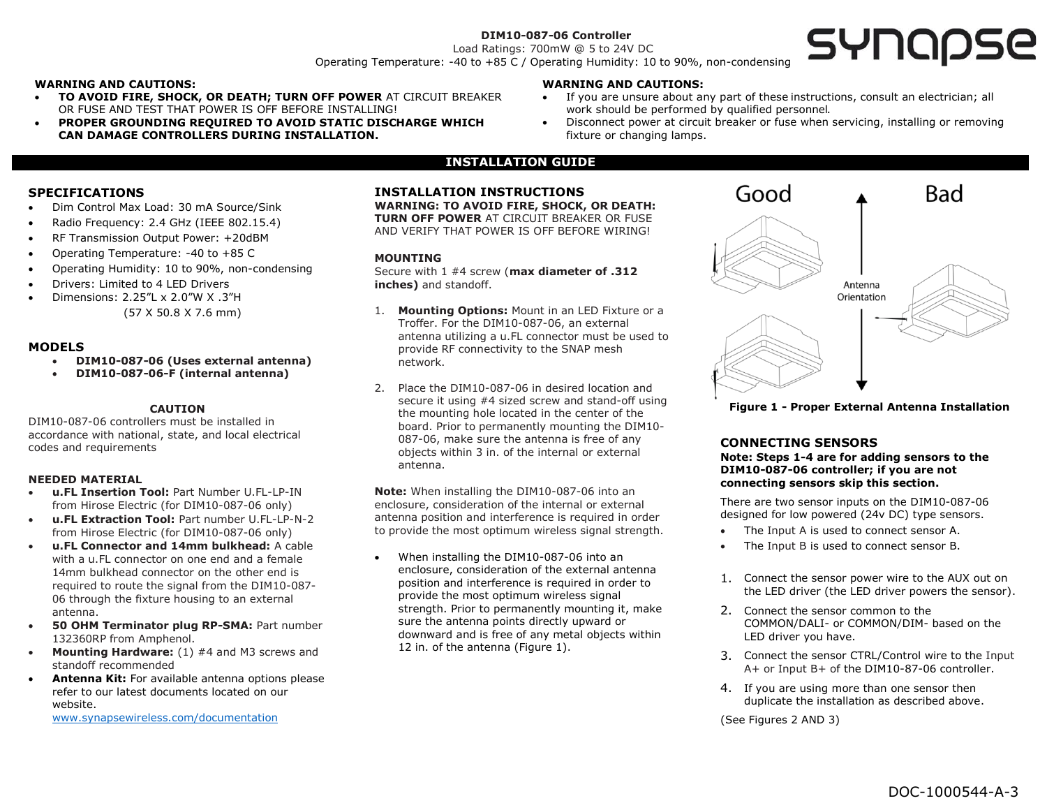**DIM10-087-06 Controller**
Load Ratings: 700mW @ 5 to 24V DC
Operating Temperature: -40 to +85 C / Operating Humidity: 10 to 90%, non-condensing

synapse

**WARNING AND CAUTIONS:**

- **TO AVOID FIRE, SHOCK, OR DEATH; TURN OFF POWER** AT CIRCUIT BREAKER OR FUSE AND TEST THAT POWER IS OFF BEFORE INSTALLING!
- **PROPER GROUNDING REQUIRED TO AVOID STATIC DISCHARGE WHICH CAN DAMAGE CONTROLLERS DURING INSTALLATION.**

**WARNING AND CAUTIONS:**

- If you are unsure about any part of these instructions, consult an electrician; all work should be performed by qualified personnel.
- Disconnect power at circuit breaker or fuse when servicing, installing or removing fixture or changing lamps.

## INSTALLATION GUIDE

### SPECIFICATIONS

- Dim Control Max Load: 30 mA Source/Sink
- Radio Frequency: 2.4 GHz (IEEE 802.15.4)
- RF Transmission Output Power: +20dBM
- Operating Temperature: -40 to +85 C
- Operating Humidity: 10 to 90%, non-condensing
- Drivers: Limited to 4 LED Drivers
- Dimensions: 2.25"L x 2.0"W X .3"H (57 X 50.8 X 7.6 mm)

### MODELS

- **DIM10-087-06 (Uses external antenna)**
- **DIM10-087-06-F (internal antenna)**

**CAUTION**

DIM10-087-06 controllers must be installed in accordance with national, state, and local electrical codes and requirements

### NEEDED MATERIAL

- **u.FL Insertion Tool:** Part Number U.FL-LP-IN from Hirose Electric (for DIM10-087-06 only)
- **u.FL Extraction Tool:** Part number U.FL-LP-N-2 from Hirose Electric (for DIM10-087-06 only)
- **u.FL Connector and 14mm bulkhead:** A cable with a u.FL connector on one end and a female 14mm bulkhead connector on the other end is required to route the signal from the DIM10-087-06 through the fixture housing to an external antenna.
- **50 OHM Terminator plug RP-SMA:** Part number 132360RP from Amphenol.
- **Mounting Hardware:** (1) #4 and M3 screws and standoff recommended
- **Antenna Kit:** For available antenna options please refer to our latest documents located on our website. www.synapsewireless.com/documentation

### INSTALLATION INSTRUCTIONS

**WARNING: TO AVOID FIRE, SHOCK, OR DEATH: TURN OFF POWER** AT CIRCUIT BREAKER OR FUSE AND VERIFY THAT POWER IS OFF BEFORE WIRING!

**MOUNTING**

Secure with 1 #4 screw (**max diameter of .312 inches)** and standoff.

1. **Mounting Options:** Mount in an LED Fixture or a Troffer. For the DIM10-087-06, an external antenna utilizing a u.FL connector must be used to provide RF connectivity to the SNAP mesh network.
2. Place the DIM10-087-06 in desired location and secure it using #4 sized screw and stand-off using the mounting hole located in the center of the board. Prior to permanently mounting the DIM10-087-06, make sure the antenna is free of any objects within 3 in. of the internal or external antenna.

**Note:** When installing the DIM10-087-06 into an enclosure, consideration of the internal or external antenna position and interference is required in order to provide the most optimum wireless signal strength.

- When installing the DIM10-087-06 into an enclosure, consideration of the external antenna position and interference is required in order to provide the most optimum wireless signal strength. Prior to permanently mounting it, make sure the antenna points directly upward or downward and is free of any metal objects within 12 in. of the antenna (Figure 1).

Good | Antenna Orientation | Bad

**Figure 1 - Proper External Antenna Installation**

### CONNECTING SENSORS

**Note: Steps 1-4 are for adding sensors to the DIM10-087-06 controller; if you are not connecting sensors skip this section.**

There are two sensor inputs on the DIM10-087-06 designed for low powered (24v DC) type sensors.

- The Input A is used to connect sensor A.
- The Input B is used to connect sensor B.

1. Connect the sensor power wire to the AUX out on the LED driver (the LED driver powers the sensor).
2. Connect the sensor common to the COMMON/DALI- or COMMON/DIM- based on the LED driver you have.
3. Connect the sensor CTRL/Control wire to the Input A+ or Input B+ of the DIM10-87-06 controller.
4. If you are using more than one sensor then duplicate the installation as described above.

(See Figures 2 AND 3)

DOC-1000544-A-3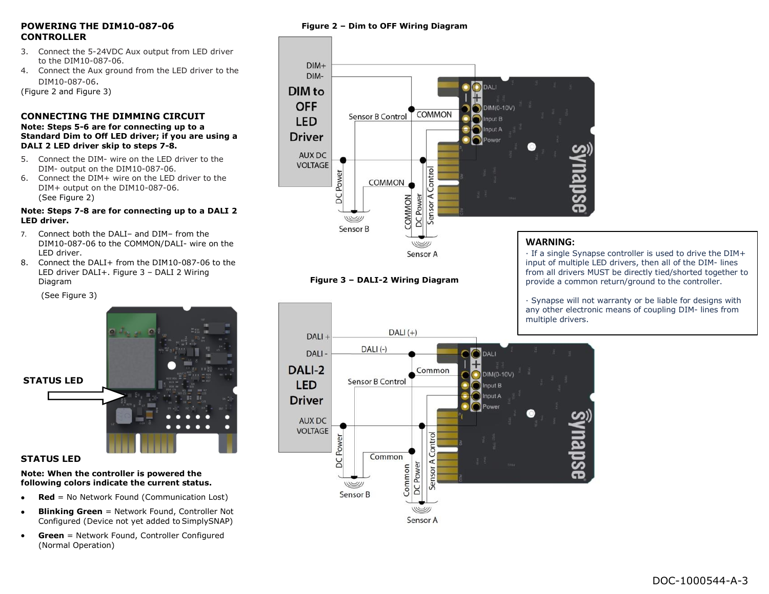### POWERING THE DIM10-087-06 CONTROLLER

3. Connect the 5-24VDC Aux output from LED driver to the DIM10-087-06.
4. Connect the Aux ground from the LED driver to the DIM10-087-06.

(Figure 2 and Figure 3)

### CONNECTING THE DIMMING CIRCUIT

**Note: Steps 5-6 are for connecting up to a Standard Dim to Off LED driver; if you are using a DALI 2 LED driver skip to steps 7-8.**

5. Connect the DIM- wire on the LED driver to the DIM- output on the DIM10-087-06.
6. Connect the DIM+ wire on the LED driver to the DIM+ output on the DIM10-087-06.
   (See Figure 2)

**Note: Steps 7-8 are for connecting up to a DALI 2 LED driver.**

7. Connect both the DALI– and DIM– from the DIM10-087-06 to the COMMON/DALI- wire on the LED driver.
8. Connect the DALI+ from the DIM10-087-06 to the LED driver DALI+. Figure 3 – DALI 2 Wiring Diagram

   (See Figure 3)

**STATUS LED**

### STATUS LED

**Note: When the controller is powered the following colors indicate the current status.**

- **Red** = No Network Found (Communication Lost)
- **Blinking Green** = Network Found, Controller Not Configured (Device not yet added to SimplySNAP)
- **Green** = Network Found, Controller Configured (Normal Operation)

**Figure 2 – Dim to OFF Wiring Diagram**

**Figure 3 – DALI-2 Wiring Diagram**

**WARNING:**

· If a single Synapse controller is used to drive the DIM+ input of multiple LED drivers, then all of the DIM- lines from all drivers MUST be directly tied/shorted together to provide a common return/ground to the controller.

· Synapse will not warranty or be liable for designs with any other electronic means of coupling DIM- lines from multiple drivers.

DOC-1000544-A-3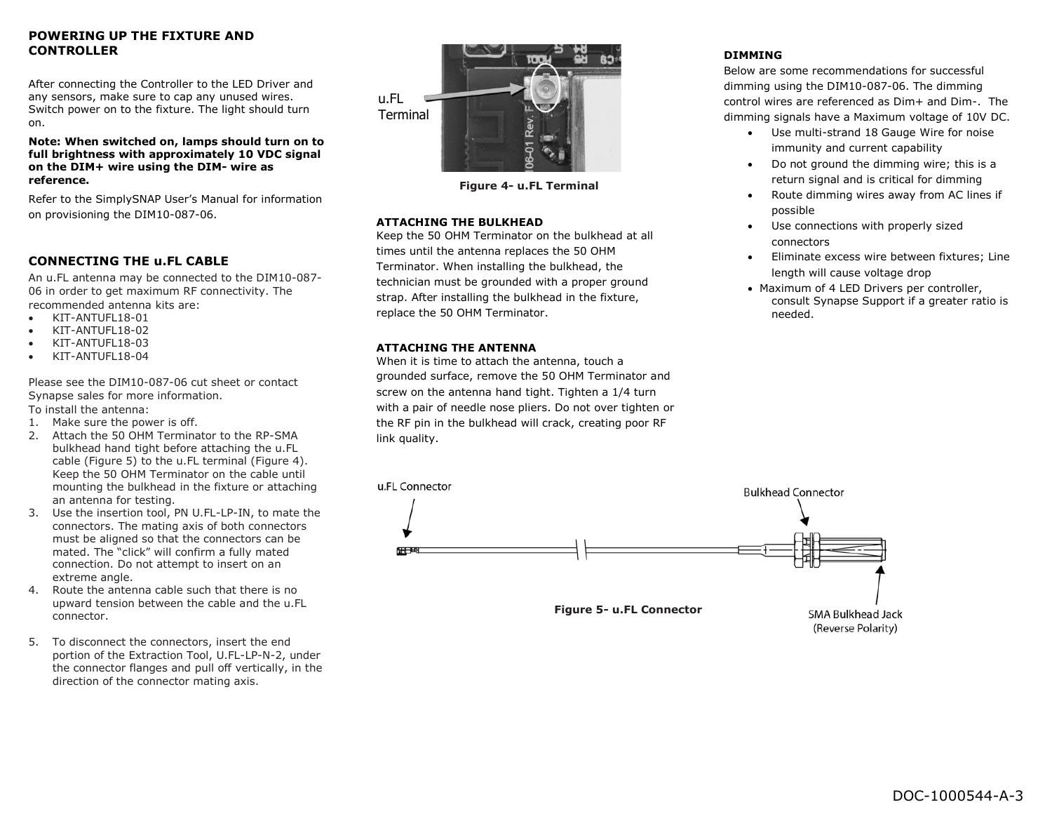## POWERING UP THE FIXTURE AND CONTROLLER

After connecting the Controller to the LED Driver and any sensors, make sure to cap any unused wires. Switch power on to the fixture. The light should turn on.

**Note: When switched on, lamps should turn on to full brightness with approximately 10 VDC signal on the DIM+ wire using the DIM- wire as reference.**

Refer to the SimplySNAP User's Manual for information on provisioning the DIM10-087-06.

## CONNECTING THE u.FL CABLE

An u.FL antenna may be connected to the DIM10-087-06 in order to get maximum RF connectivity. The recommended antenna kits are:

- KIT-ANTUFL18-01
- KIT-ANTUFL18-02
- KIT-ANTUFL18-03
- KIT-ANTUFL18-04

Please see the DIM10-087-06 cut sheet or contact Synapse sales for more information.

To install the antenna:

1. Make sure the power is off.
2. Attach the 50 OHM Terminator to the RP-SMA bulkhead hand tight before attaching the u.FL cable (Figure 5) to the u.FL terminal (Figure 4). Keep the 50 OHM Terminator on the cable until mounting the bulkhead in the fixture or attaching an antenna for testing.
3. Use the insertion tool, PN U.FL-LP-IN, to mate the connectors. The mating axis of both connectors must be aligned so that the connectors can be mated. The "click" will confirm a fully mated connection. Do not attempt to insert on an extreme angle.
4. Route the antenna cable such that there is no upward tension between the cable and the u.FL connector.
5. To disconnect the connectors, insert the end portion of the Extraction Tool, U.FL-LP-N-2, under the connector flanges and pull off vertically, in the direction of the connector mating axis.

u.FL Terminal

**Figure 4- u.FL Terminal**

### ATTACHING THE BULKHEAD

Keep the 50 OHM Terminator on the bulkhead at all times until the antenna replaces the 50 OHM Terminator. When installing the bulkhead, the technician must be grounded with a proper ground strap. After installing the bulkhead in the fixture, replace the 50 OHM Terminator.

### ATTACHING THE ANTENNA

When it is time to attach the antenna, touch a grounded surface, remove the 50 OHM Terminator and screw on the antenna hand tight. Tighten a 1/4 turn with a pair of needle nose pliers. Do not over tighten or the RF pin in the bulkhead will crack, creating poor RF link quality.

u.FL Connector

Bulkhead Connector

SMA Bulkhead Jack (Reverse Polarity)

**Figure 5- u.FL Connector**

### DIMMING

Below are some recommendations for successful dimming using the DIM10-087-06. The dimming control wires are referenced as Dim+ and Dim-. The dimming signals have a Maximum voltage of 10V DC.

- Use multi-strand 18 Gauge Wire for noise immunity and current capability
- Do not ground the dimming wire; this is a return signal and is critical for dimming
- Route dimming wires away from AC lines if possible
- Use connections with properly sized connectors
- Eliminate excess wire between fixtures; Line length will cause voltage drop
- Maximum of 4 LED Drivers per controller, consult Synapse Support if a greater ratio is needed.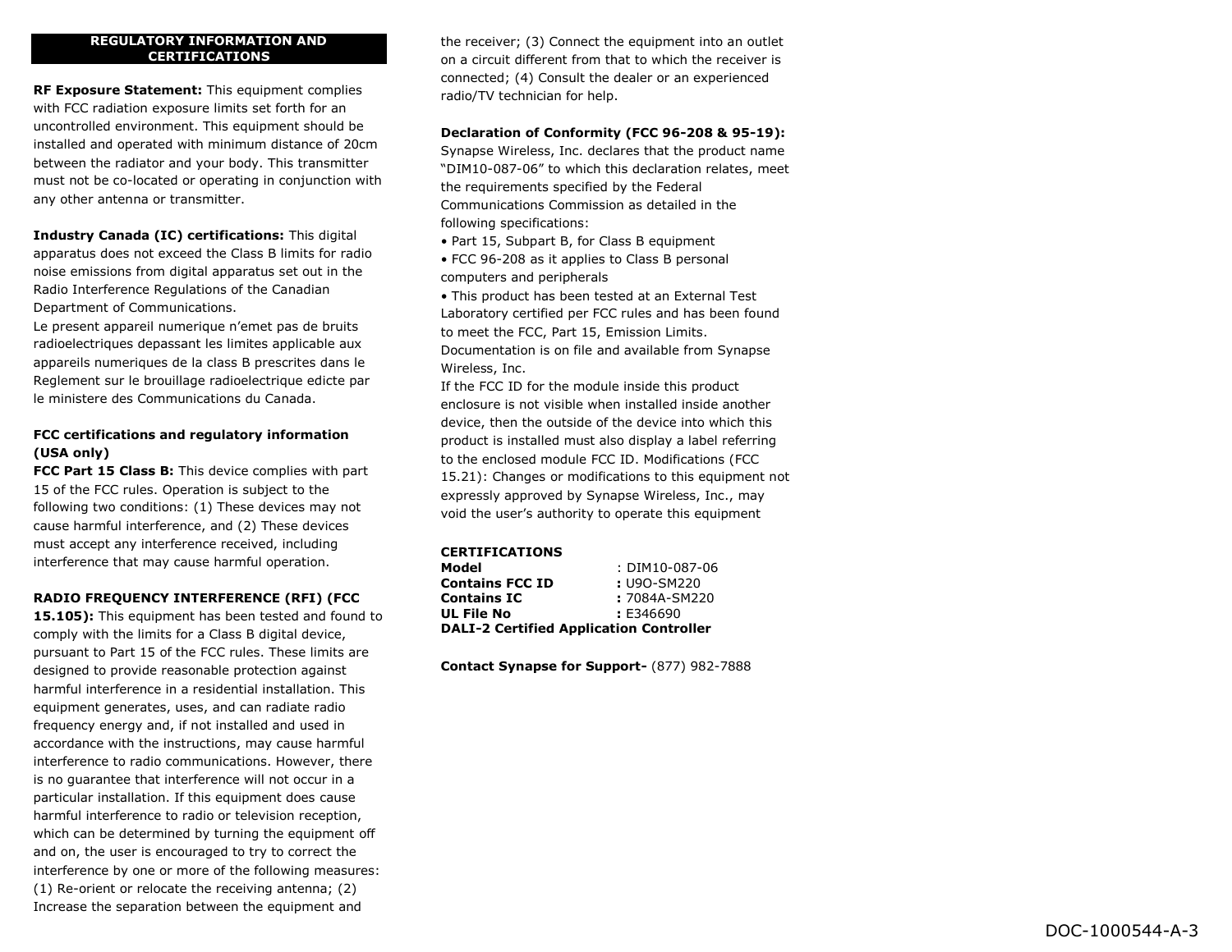## REGULATORY INFORMATION AND CERTIFICATIONS

**RF Exposure Statement:** This equipment complies with FCC radiation exposure limits set forth for an uncontrolled environment. This equipment should be installed and operated with minimum distance of 20cm between the radiator and your body. This transmitter must not be co-located or operating in conjunction with any other antenna or transmitter.

**Industry Canada (IC) certifications:** This digital apparatus does not exceed the Class B limits for radio noise emissions from digital apparatus set out in the Radio Interference Regulations of the Canadian Department of Communications.
Le present appareil numerique n'emet pas de bruits radioelectriques depassant les limites applicable aux appareils numeriques de la class B prescrites dans le Reglement sur le brouillage radioelectrique edicte par le ministere des Communications du Canada.

**FCC certifications and regulatory information (USA only)**
**FCC Part 15 Class B:** This device complies with part 15 of the FCC rules. Operation is subject to the following two conditions: (1) These devices may not cause harmful interference, and (2) These devices must accept any interference received, including interference that may cause harmful operation.

**RADIO FREQUENCY INTERFERENCE (RFI) (FCC 15.105):** This equipment has been tested and found to comply with the limits for a Class B digital device, pursuant to Part 15 of the FCC rules. These limits are designed to provide reasonable protection against harmful interference in a residential installation. This equipment generates, uses, and can radiate radio frequency energy and, if not installed and used in accordance with the instructions, may cause harmful interference to radio communications. However, there is no guarantee that interference will not occur in a particular installation. If this equipment does cause harmful interference to radio or television reception, which can be determined by turning the equipment off and on, the user is encouraged to try to correct the interference by one or more of the following measures: (1) Re-orient or relocate the receiving antenna; (2) Increase the separation between the equipment and the receiver; (3) Connect the equipment into an outlet on a circuit different from that to which the receiver is connected; (4) Consult the dealer or an experienced radio/TV technician for help.

**Declaration of Conformity (FCC 96-208 & 95-19):** Synapse Wireless, Inc. declares that the product name "DIM10-087-06" to which this declaration relates, meet the requirements specified by the Federal Communications Commission as detailed in the following specifications:

- Part 15, Subpart B, for Class B equipment
- FCC 96-208 as it applies to Class B personal computers and peripherals
- This product has been tested at an External Test Laboratory certified per FCC rules and has been found to meet the FCC, Part 15, Emission Limits. Documentation is on file and available from Synapse Wireless, Inc.

If the FCC ID for the module inside this product enclosure is not visible when installed inside another device, then the outside of the device into which this product is installed must also display a label referring to the enclosed module FCC ID. Modifications (FCC 15.21): Changes or modifications to this equipment not expressly approved by Synapse Wireless, Inc., may void the user's authority to operate this equipment

**CERTIFICATIONS**
**Model** : DIM10-087-06
**Contains FCC ID** **:** U9O-SM220
**Contains IC** **:** 7084A-SM220
**UL File No** **:** E346690
**DALI-2 Certified Application Controller**

**Contact Synapse for Support-** (877) 982-7888

DOC-1000544-A-3